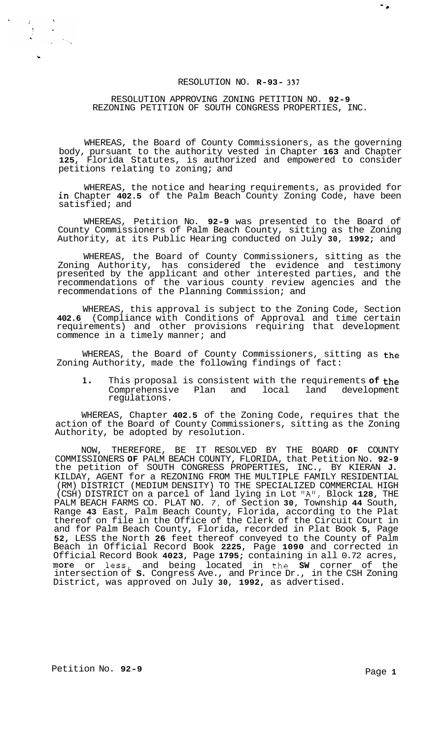RESOLUTION NO. **R-93-** 337

RESOLUTION APPROVING ZONING PETITION NO. **92-9**
REZONING PETITION OF SOUTH CONGRESS PROPERTIES, INC.

WHEREAS, the Board of County Commissioners, as the governing body, pursuant to the authority vested in Chapter **163** and Chapter **125**, Florida Statutes, is authorized and empowered to consider petitions relating to zoning; and

WHEREAS, the notice and hearing requirements, as provided for in Chapter **402.5** of the Palm Beach County Zoning Code, have been satisfied; and

WHEREAS, Petition No. **92-9** was presented to the Board of County Commissioners of Palm Beach County, sitting as the Zoning Authority, at its Public Hearing conducted on July **30**, **1992**; and

WHEREAS, the Board of County Commissioners, sitting as the Zoning Authority, has considered the evidence and testimony presented by the applicant and other interested parties, and the recommendations of the various county review agencies and the recommendations of the Planning Commission; and

WHEREAS, this approval is subject to the Zoning Code, Section **402.6** (Compliance with Conditions of Approval and time certain requirements) and other provisions requiring that development commence in a timely manner; and

WHEREAS, the Board of County Commissioners, sitting as the Zoning Authority, made the following findings of fact:

1. This proposal is consistent with the requirements of the Comprehensive Plan and local land development regulations.

WHEREAS, Chapter **402.5** of the Zoning Code, requires that the action of the Board of County Commissioners, sitting as the Zoning Authority, be adopted by resolution.

NOW, THEREFORE, BE IT RESOLVED BY THE BOARD **OF** COUNTY COMMISSIONERS **OF** PALM BEACH COUNTY, FLORIDA, that Petition No. **92-9** the petition of SOUTH CONGRESS PROPERTIES, INC., BY KIERAN **J.** KILDAY, AGENT for a REZONING FROM THE MULTIPLE FAMILY RESIDENTIAL (RM) DISTRICT (MEDIUM DENSITY) TO THE SPECIALIZED COMMERCIAL HIGH (CSH) DISTRICT on a parcel of land lying in Lot "A", Block **128**, THE PALM BEACH FARMS CO. PLAT NO. 7, of Section **30**, Township **44** South, Range **43** East, Palm Beach County, Florida, according to the Plat thereof on file in the Office of the Clerk of the Circuit Court in and for Palm Beach County, Florida, recorded in Plat Book **5**, Page **52**, LESS the North **26** feet thereof conveyed to the County of Palm Beach in Official Record Book **2225**, Page **1090** and corrected in Official Record Book **4023**, Page **1795**; containing in all 0.72 acres, more or less, and being located in the **SW** corner of the intersection of **S.** Congress Ave., and Prince Dr., in the CSH Zoning District, was approved on July **30**, **1992**, as advertised.

Petition No. **92-9**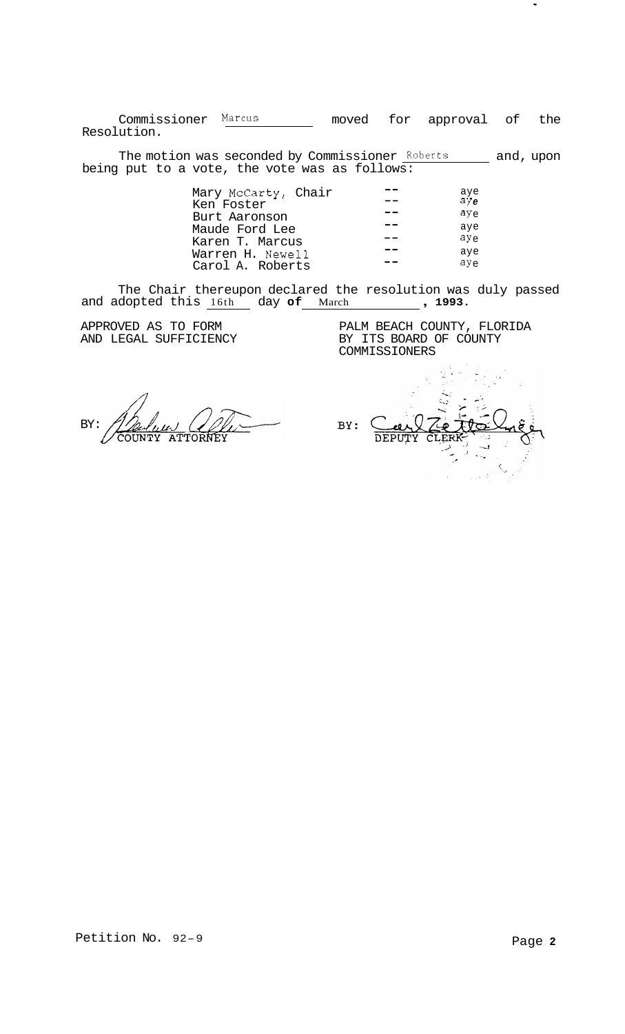Commissioner Marcus moved for approval of the Resolution.

The motion was seconded by Commissioner Roberts and, upon being put to a vote, the vote was as follows:

| | | |
|---|---|---|
| Mary McCarty, Chair | -- | aye |
| Ken Foster | -- | aye |
| Burt Aaronson | -- | aye |
| Maude Ford Lee | -- | aye |
| Karen T. Marcus | -- | aye |
| Warren H. Newell | -- | aye |
| Carol A. Roberts | -- | aye |

The Chair thereupon declared the resolution was duly passed and adopted this 16th day of March, 1993.

APPROVED AS TO FORM AND LEGAL SUFFICIENCY

BY: COUNTY ATTORNEY

PALM BEACH COUNTY, FLORIDA BY ITS BOARD OF COUNTY COMMISSIONERS

BY: DEPUTY CLERK

Petition No. 92-9